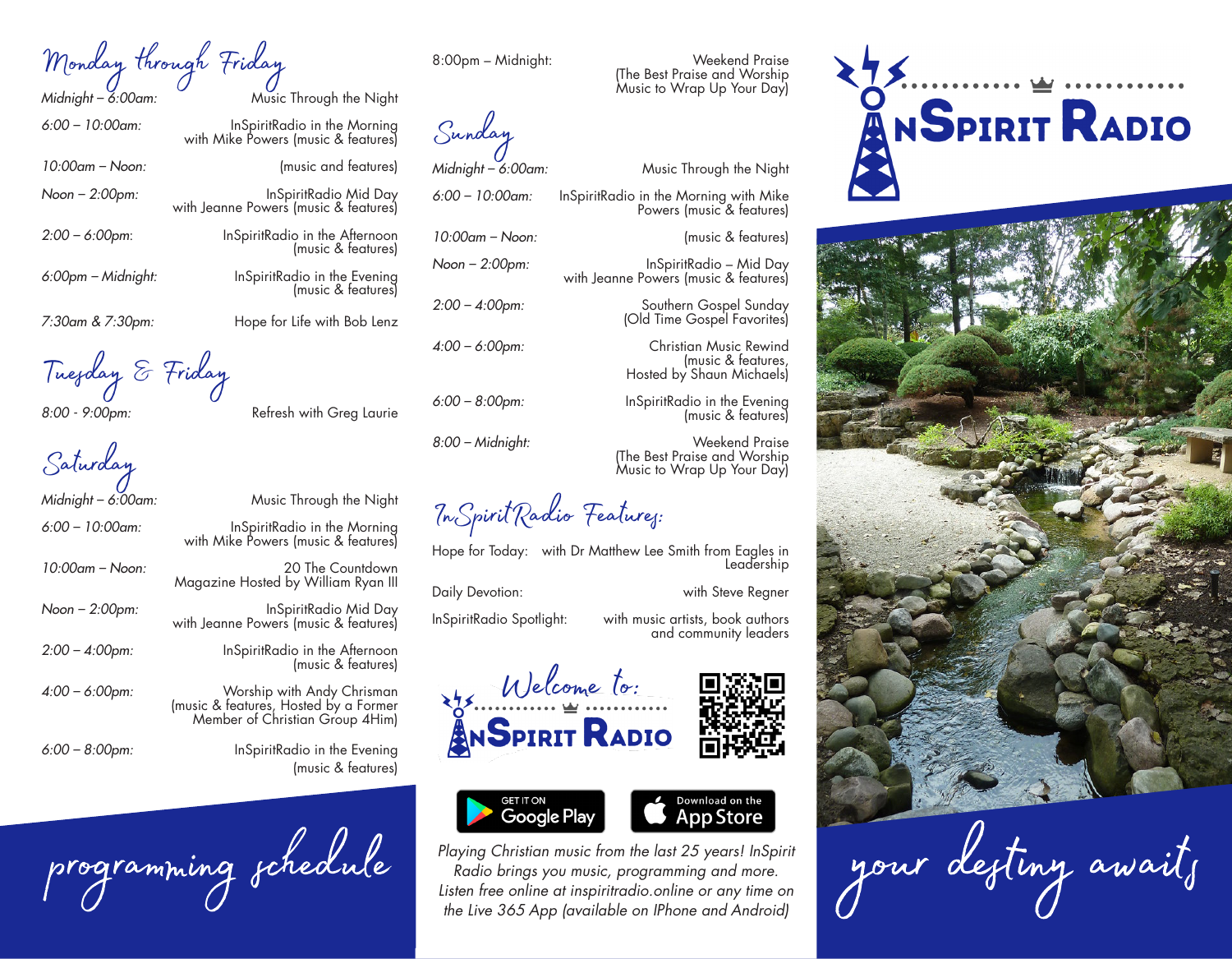# Monday through Friday

Midnight – 6:00am: Music Through the Night

6:00 – 10:00am: InSpiritRadio in the Morning with Mike Powers (music & features)

10:00am – Noon: (music and features)

Noon – 2:00pm: InSpiritRadio Mid Day with Jeanne Powers (music & features)

2:00 – 6:00pm: InSpiritRadio in the Afternoon (music & features)

6:00pm – Midnight: InSpiritRadio in the Evening (music & features)

7:30am & 7:30pm: Hope for Life with Bob Lenz

# Tuesday & Friday

8:00 - 9:00pm: Refresh with Greg Laurie

# Saturday

Midnight – 6:00am: Music Through the Night

6:00 – 10:00am: InSpiritRadio in the Morning with Mike Powers (music & features)

10:00am – Noon: 20 The Countdown Magazine Hosted by William Ryan III

Noon – 2:00pm: InSpiritRadio Mid Day with Jeanne Powers (music & features)

2:00 – 4:00pm: InSpiritRadio in the Afternoon (music & features)

4:00 – 6:00pm: Worship with Andy Chrisman (music & features, Hosted by a Former Member of Christian Group 4Him)

6:00 – 8:00pm: InSpiritRadio in the Evening (music & features)

8:00pm – Midnight: Weekend Praise (The Best Praise and Worship Music to Wrap Up Your Day)

# Sunday

Midnight – 6:00am: Music Through the Night

6:00 – 10:00am: InSpiritRadio in the Morning with Mike Powers (music & features)

10:00am – Noon: (music & features)

Noon – 2:00pm: InSpiritRadio – Mid Day with Jeanne Powers (music & features)

2:00 – 4:00pm: Southern Gospel Sunday (Old Time Gospel Favorites)

4:00 – 6:00pm: Christian Music Rewind (music & features, Hosted by Shaun Michaels)

6:00 – 8:00pm: InSpiritRadio in the Evening (music & features)

8:00 – Midnight: Weekend Praise (The Best Praise and Worship Music to Wrap Up Your Day)

# InSpiritRadio Features:

Hope for Today: with Dr Matthew Lee Smith from Eagles in Leadership

Daily Devotion: with Steve Regner

InSpiritRadio Spotlight: with music artists, book authors and community leaders

Welcome to: InSpirit Radio

GET IT ON Google Play

Download on the App Store

*Playing Christian music from the last 25 years! InSpirit Radio brings you music, programming and more. Listen free online at inspiritradio.online or any time on the Live 365 App (available on IPhone and Android)*

programming schedule

# InSpirit Radio

your destiny awaits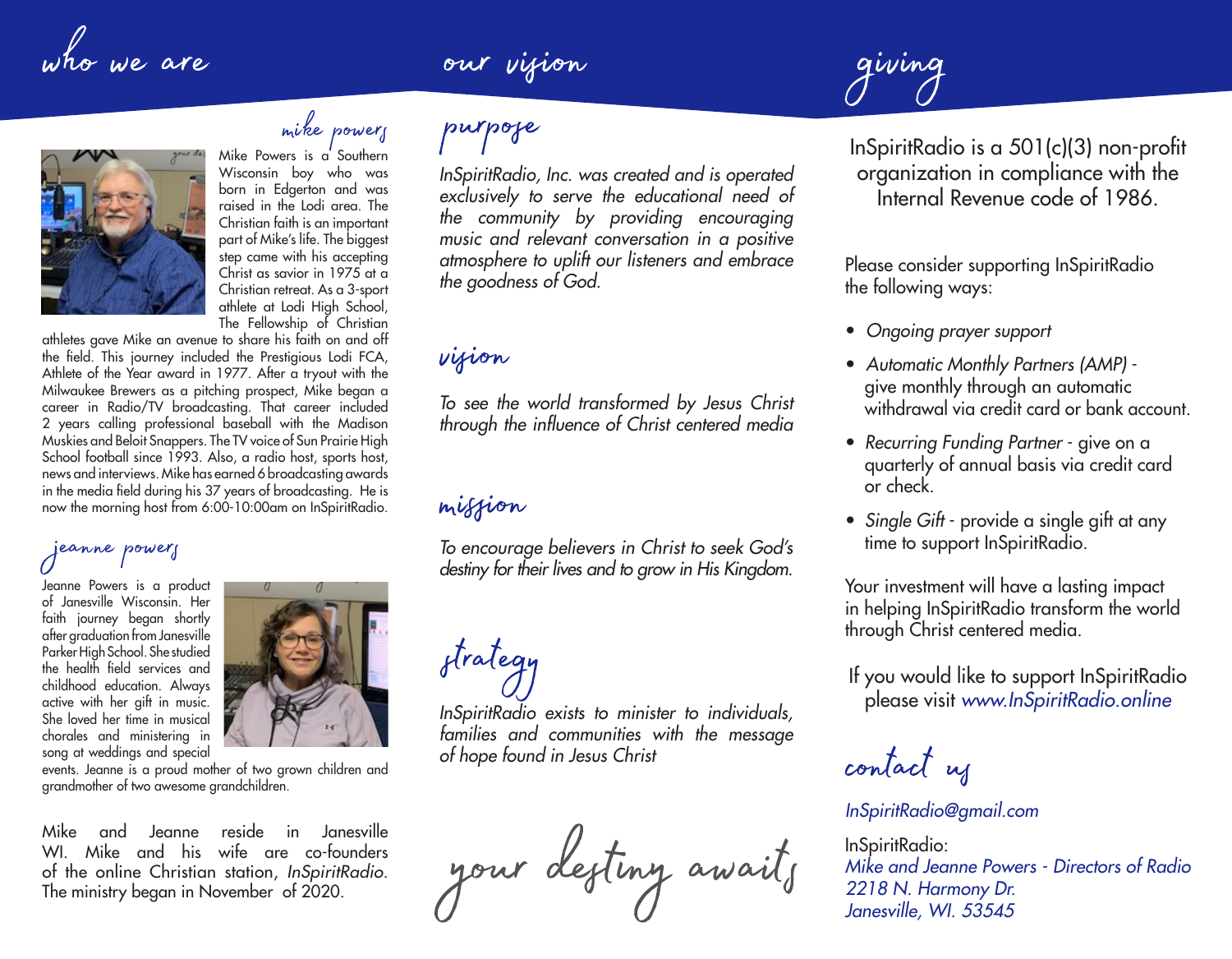# who we are

## mike powers

Mike Powers is a Southern Wisconsin boy who was born in Edgerton and was raised in the Lodi area. The Christian faith is an important part of Mike's life. The biggest step came with his accepting Christ as savior in 1975 at a Christian retreat. As a 3-sport athlete at Lodi High School, The Fellowship of Christian athletes gave Mike an avenue to share his faith on and off the field. This journey included the Prestigious Lodi FCA, Athlete of the Year award in 1977. After a tryout with the Milwaukee Brewers as a pitching prospect, Mike began a career in Radio/TV broadcasting. That career included 2 years calling professional baseball with the Madison Muskies and Beloit Snappers. The TV voice of Sun Prairie High School football since 1993. Also, a radio host, sports host, news and interviews. Mike has earned 6 broadcasting awards in the media field during his 37 years of broadcasting. He is now the morning host from 6:00-10:00am on InSpiritRadio.

## jeanne powers

Jeanne Powers is a product of Janesville Wisconsin. Her faith journey began shortly after graduation from Janesville Parker High School. She studied the health field services and childhood education. Always active with her gift in music. She loved her time in musical chorales and ministering in song at weddings and special events. Jeanne is a proud mother of two grown children and grandmother of two awesome grandchildren.

Mike and Jeanne reside in Janesville WI. Mike and his wife are co-founders of the online Christian station, *InSpiritRadio*. The ministry began in November of 2020.

# our vision

## purpose

*InSpiritRadio, Inc. was created and is operated exclusively to serve the educational need of the community by providing encouraging music and relevant conversation in a positive atmosphere to uplift our listeners and embrace the goodness of God.*

## vision

*To see the world transformed by Jesus Christ through the influence of Christ centered media*

## mission

*To encourage believers in Christ to seek God's destiny for their lives and to grow in His Kingdom.*

## strategy

*InSpiritRadio exists to minister to individuals, families and communities with the message of hope found in Jesus Christ*

your destiny awaits

# giving

InSpiritRadio is a 501(c)(3) non-profit organization in compliance with the Internal Revenue code of 1986.

Please consider supporting InSpiritRadio the following ways:

- *Ongoing prayer support*
- *Automatic Monthly Partners (AMP)* - give monthly through an automatic withdrawal via credit card or bank account.
- *Recurring Funding Partner* - give on a quarterly of annual basis via credit card or check.
- *Single Gift* - provide a single gift at any time to support InSpiritRadio.

Your investment will have a lasting impact in helping InSpiritRadio transform the world through Christ centered media.

If you would like to support InSpiritRadio please visit *www.InSpiritRadio.online*

## contact us

*InSpiritRadio@gmail.com*

InSpiritRadio:
*Mike and Jeanne Powers - Directors of Radio*
*2218 N. Harmony Dr.*
*Janesville, WI. 53545*